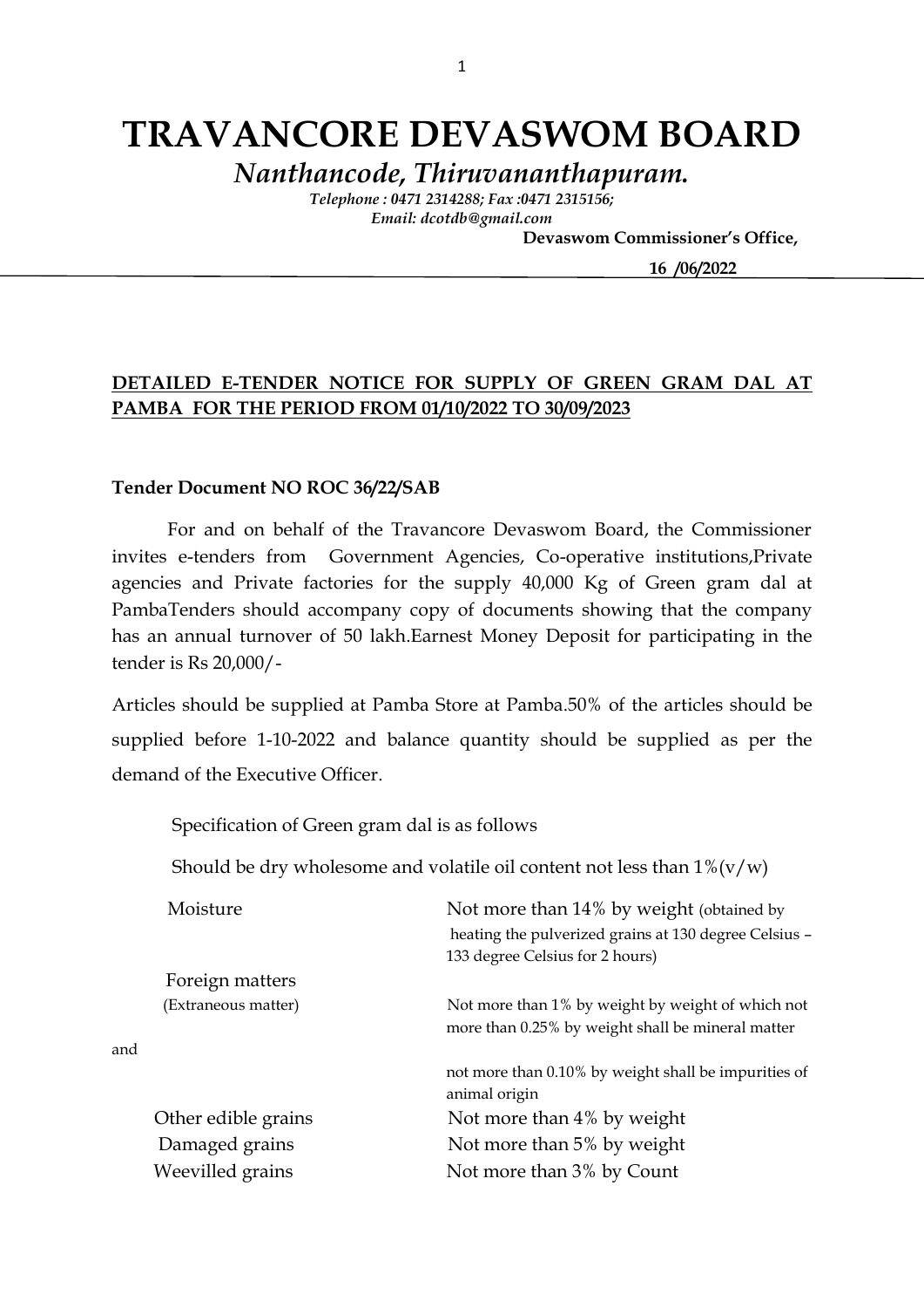# TRAVANCORE DEVASWOM BOARD

*Nanthancode, Thiruvananthapuram.*

***Telephone : 0471 2314288; Fax :0471 2315156;***
***Email: dcotdb@gmail.com***

**Devaswom Commissioner's Office,**

**16 /06/2022**

**DETAILED E-TENDER NOTICE FOR SUPPLY OF GREEN GRAM DAL AT PAMBA FOR THE PERIOD FROM 01/10/2022 TO 30/09/2023**

**Tender Document NO ROC 36/22/SAB**

For and on behalf of the Travancore Devaswom Board, the Commissioner invites e-tenders from Government Agencies, Co-operative institutions,Private agencies and Private factories for the supply 40,000 Kg of Green gram dal at PambaTenders should accompany copy of documents showing that the company has an annual turnover of 50 lakh.Earnest Money Deposit for participating in the tender is Rs 20,000/-

Articles should be supplied at Pamba Store at Pamba.50% of the articles should be supplied before 1-10-2022 and balance quantity should be supplied as per the demand of the Executive Officer.

Specification of Green gram dal is as follows

Should be dry wholesome and volatile oil content not less than 1%(v/w)

| | |
|---|---|
| Moisture | Not more than 14% by weight (obtained by heating the pulverized grains at 130 degree Celsius – 133 degree Celsius for 2 hours) |
| Foreign matters (Extraneous matter) | Not more than 1% by weight by weight of which not more than 0.25% by weight shall be mineral matter and not more than 0.10% by weight shall be impurities of animal origin |
| Other edible grains | Not more than 4% by weight |
| Damaged grains | Not more than 5% by weight |
| Weevilled grains | Not more than 3% by Count |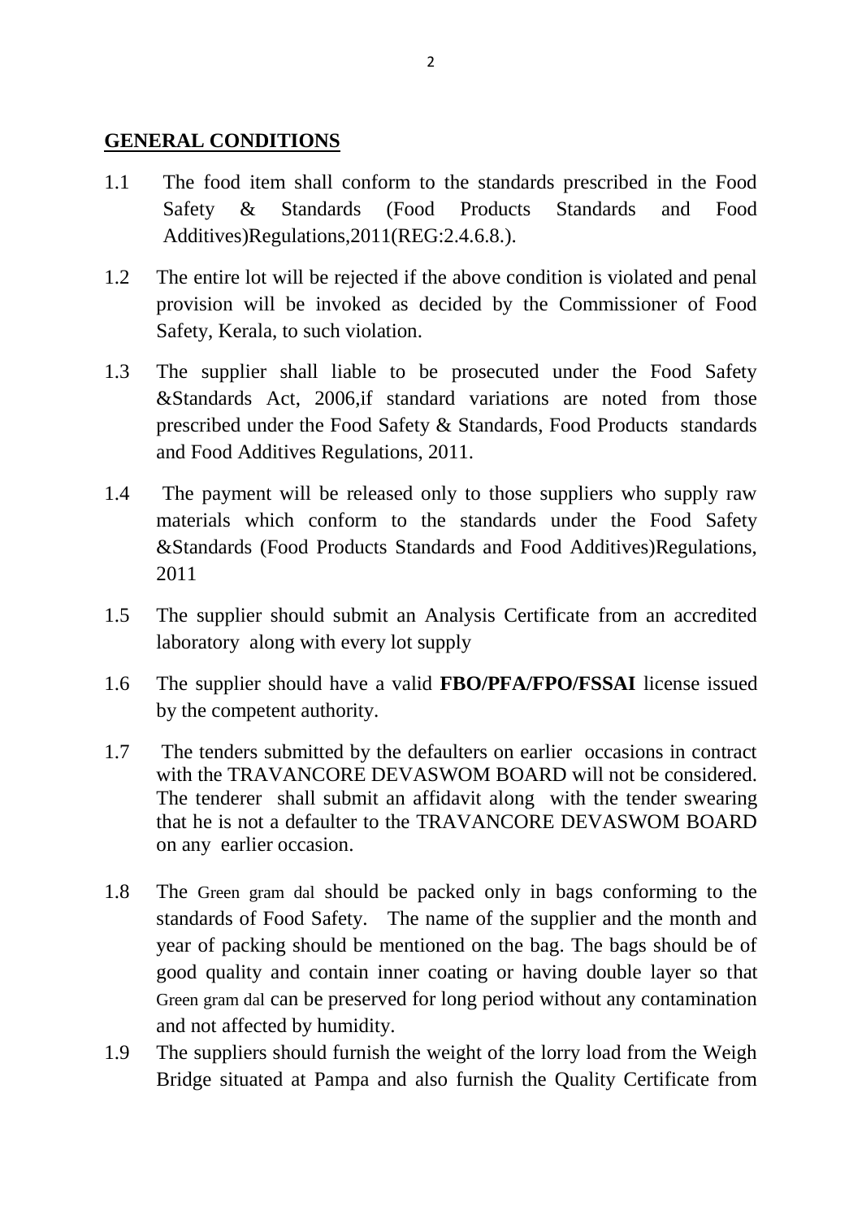## GENERAL CONDITIONS

1.1 The food item shall conform to the standards prescribed in the Food Safety & Standards (Food Products Standards and Food Additives)Regulations,2011(REG:2.4.6.8.).

1.2 The entire lot will be rejected if the above condition is violated and penal provision will be invoked as decided by the Commissioner of Food Safety, Kerala, to such violation.

1.3 The supplier shall liable to be prosecuted under the Food Safety &Standards Act, 2006,if standard variations are noted from those prescribed under the Food Safety & Standards, Food Products standards and Food Additives Regulations, 2011.

1.4 The payment will be released only to those suppliers who supply raw materials which conform to the standards under the Food Safety &Standards (Food Products Standards and Food Additives)Regulations, 2011

1.5 The supplier should submit an Analysis Certificate from an accredited laboratory along with every lot supply

1.6 The supplier should have a valid **FBO/PFA/FPO/FSSAI** license issued by the competent authority.

1.7 The tenders submitted by the defaulters on earlier occasions in contract with the TRAVANCORE DEVASWOM BOARD will not be considered. The tenderer shall submit an affidavit along with the tender swearing that he is not a defaulter to the TRAVANCORE DEVASWOM BOARD on any earlier occasion.

1.8 The Green gram dal should be packed only in bags conforming to the standards of Food Safety. The name of the supplier and the month and year of packing should be mentioned on the bag. The bags should be of good quality and contain inner coating or having double layer so that Green gram dal can be preserved for long period without any contamination and not affected by humidity.

1.9 The suppliers should furnish the weight of the lorry load from the Weigh Bridge situated at Pampa and also furnish the Quality Certificate from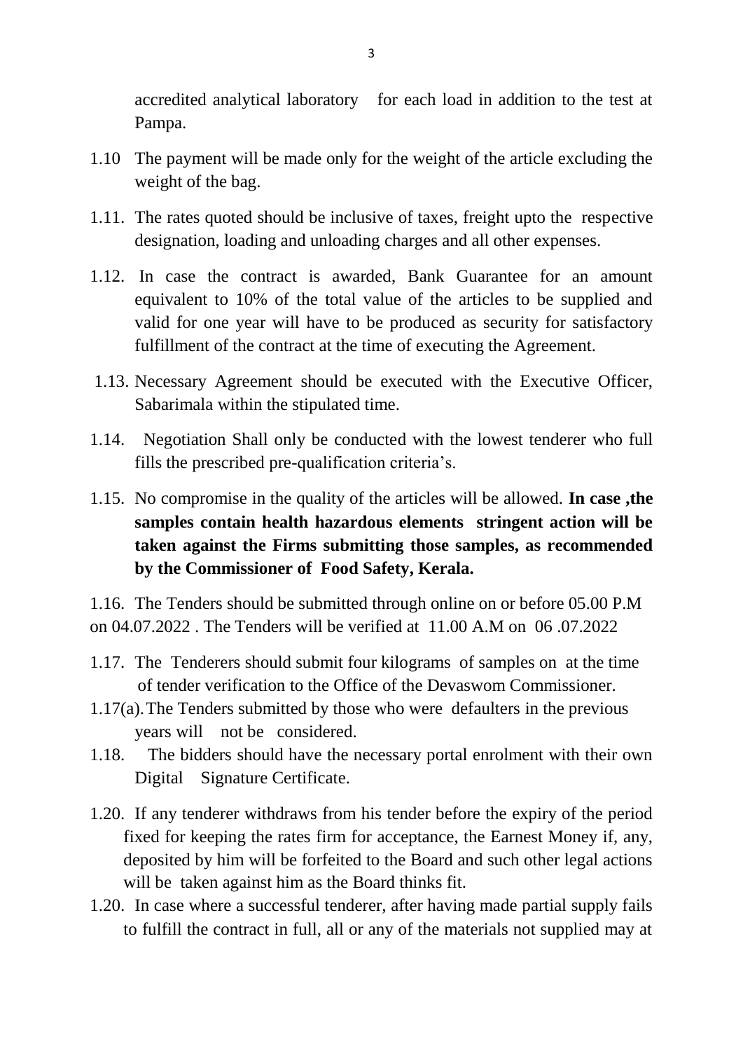accredited analytical laboratory for each load in addition to the test at Pampa.

1.10 The payment will be made only for the weight of the article excluding the weight of the bag.

1.11. The rates quoted should be inclusive of taxes, freight upto the respective designation, loading and unloading charges and all other expenses.

1.12. In case the contract is awarded, Bank Guarantee for an amount equivalent to 10% of the total value of the articles to be supplied and valid for one year will have to be produced as security for satisfactory fulfillment of the contract at the time of executing the Agreement.

1.13. Necessary Agreement should be executed with the Executive Officer, Sabarimala within the stipulated time.

1.14. Negotiation Shall only be conducted with the lowest tenderer who full fills the prescribed pre-qualification criteria's.

1.15. No compromise in the quality of the articles will be allowed. **In case ,the samples contain health hazardous elements stringent action will be taken against the Firms submitting those samples, as recommended by the Commissioner of Food Safety, Kerala.**

1.16. The Tenders should be submitted through online on or before 05.00 P.M on 04.07.2022 . The Tenders will be verified at 11.00 A.M on 06 .07.2022

1.17. The Tenderers should submit four kilograms of samples on at the time of tender verification to the Office of the Devaswom Commissioner.

1.17(a). The Tenders submitted by those who were defaulters in the previous years will not be considered.

1.18. The bidders should have the necessary portal enrolment with their own Digital Signature Certificate.

1.20. If any tenderer withdraws from his tender before the expiry of the period fixed for keeping the rates firm for acceptance, the Earnest Money if, any, deposited by him will be forfeited to the Board and such other legal actions will be taken against him as the Board thinks fit.

1.20. In case where a successful tenderer, after having made partial supply fails to fulfill the contract in full, all or any of the materials not supplied may at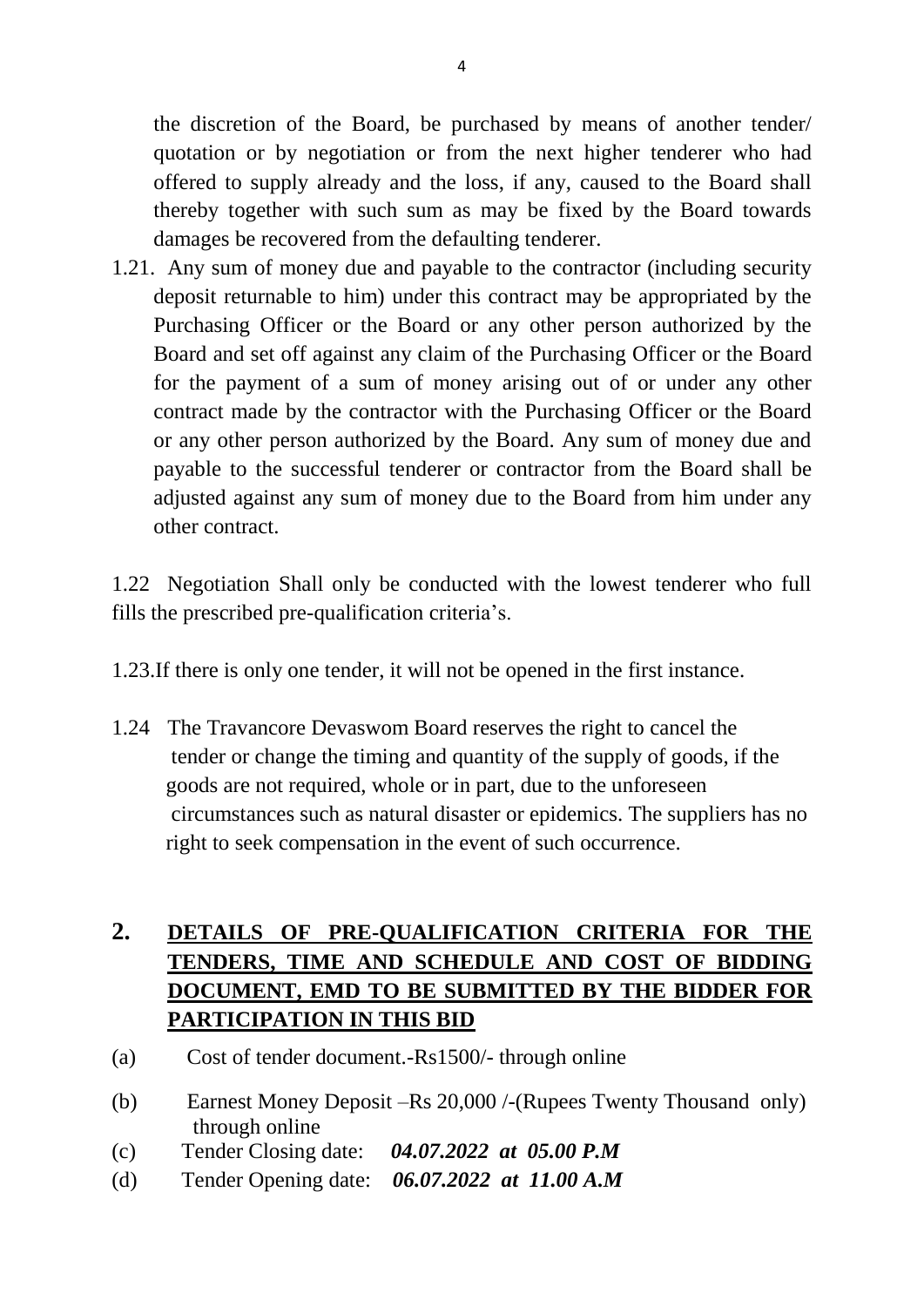the discretion of the Board, be purchased by means of another tender/ quotation or by negotiation or from the next higher tenderer who had offered to supply already and the loss, if any, caused to the Board shall thereby together with such sum as may be fixed by the Board towards damages be recovered from the defaulting tenderer.

1.21. Any sum of money due and payable to the contractor (including security deposit returnable to him) under this contract may be appropriated by the Purchasing Officer or the Board or any other person authorized by the Board and set off against any claim of the Purchasing Officer or the Board for the payment of a sum of money arising out of or under any other contract made by the contractor with the Purchasing Officer or the Board or any other person authorized by the Board. Any sum of money due and payable to the successful tenderer or contractor from the Board shall be adjusted against any sum of money due to the Board from him under any other contract.

1.22 Negotiation Shall only be conducted with the lowest tenderer who full fills the prescribed pre-qualification criteria's.

1.23.If there is only one tender, it will not be opened in the first instance.

1.24 The Travancore Devaswom Board reserves the right to cancel the tender or change the timing and quantity of the supply of goods, if the goods are not required, whole or in part, due to the unforeseen circumstances such as natural disaster or epidemics. The suppliers has no right to seek compensation in the event of such occurrence.

## 2. DETAILS OF PRE-QUALIFICATION CRITERIA FOR THE TENDERS, TIME AND SCHEDULE AND COST OF BIDDING DOCUMENT, EMD TO BE SUBMITTED BY THE BIDDER FOR PARTICIPATION IN THIS BID

(a) Cost of tender document.-Rs1500/- through online

(b) Earnest Money Deposit –Rs 20,000 /-(Rupees Twenty Thousand only) through online

(c) Tender Closing date: ***04.07.2022 at 05.00 P.M***

(d) Tender Opening date: ***06.07.2022 at 11.00 A.M***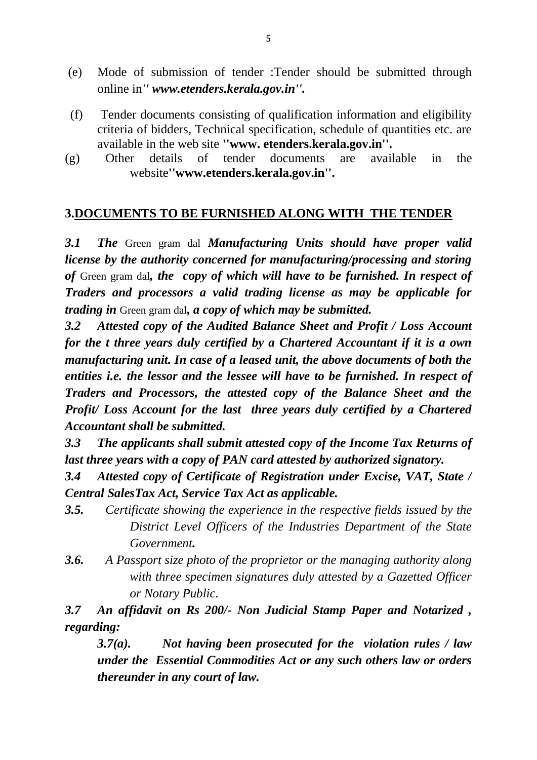(e) Mode of submission of tender :Tender should be submitted through online in*'' www.etenders.kerala.gov.in''.*

(f) Tender documents consisting of qualification information and eligibility criteria of bidders, Technical specification, schedule of quantities etc. are available in the web site **''www. etenders.kerala.gov.in''.**

(g) Other details of tender documents are available in the website**''www.etenders.kerala.gov.in''.**

## 3.DOCUMENTS TO BE FURNISHED ALONG WITH THE TENDER

***3.1 The*** Green gram dal ***Manufacturing Units should have proper valid license by the authority concerned for manufacturing/processing and storing of*** Green gram dal***, the copy of which will have to be furnished. In respect of Traders and processors a valid trading license as may be applicable for trading in*** Green gram dal***, a copy of which may be submitted.***

***3.2 Attested copy of the Audited Balance Sheet and Profit / Loss Account for the t three years duly certified by a Chartered Accountant if it is a own manufacturing unit. In case of a leased unit, the above documents of both the entities i.e. the lessor and the lessee will have to be furnished. In respect of Traders and Processors, the attested copy of the Balance Sheet and the Profit/ Loss Account for the last three years duly certified by a Chartered Accountant shall be submitted.***

***3.3 The applicants shall submit attested copy of the Income Tax Returns of last three years with a copy of PAN card attested by authorized signatory.***

***3.4 Attested copy of Certificate of Registration under Excise, VAT, State / Central SalesTax Act, Service Tax Act as applicable.***

***3.5.*** *Certificate showing the experience in the respective fields issued by the District Level Officers of the Industries Department of the State Government****.***

***3.6.*** *A Passport size photo of the proprietor or the managing authority along with three specimen signatures duly attested by a Gazetted Officer or Notary Public.*

***3.7 An affidavit on Rs 200/- Non Judicial Stamp Paper and Notarized , regarding:***

***3.7(a). Not having been prosecuted for the violation rules / law under the Essential Commodities Act or any such others law or orders thereunder in any court of law.***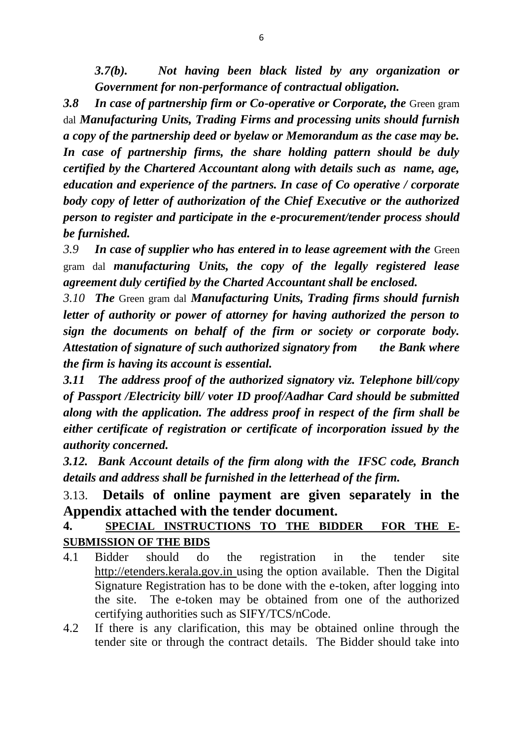*3.7(b). Not having been black listed by any organization or Government for non-performance of contractual obligation.*

***3.8 In case of partnership firm or Co-operative or Corporate, the*** Green gram dal ***Manufacturing Units, Trading Firms and processing units should furnish a copy of the partnership deed or byelaw or Memorandum as the case may be. In case of partnership firms, the share holding pattern should be duly certified by the Chartered Accountant along with details such as name, age, education and experience of the partners. In case of Co operative / corporate body copy of letter of authorization of the Chief Executive or the authorized person to register and participate in the e-procurement/tender process should be furnished.***

*3.9* ***In case of supplier who has entered in to lease agreement with the*** Green gram dal ***manufacturing Units, the copy of the legally registered lease agreement duly certified by the Charted Accountant shall be enclosed.***

*3.10* ***The*** Green gram dal ***Manufacturing Units, Trading firms should furnish letter of authority or power of attorney for having authorized the person to sign the documents on behalf of the firm or society or corporate body. Attestation of signature of such authorized signatory from the Bank where the firm is having its account is essential.***

***3.11 The address proof of the authorized signatory viz. Telephone bill/copy of Passport /Electricity bill/ voter ID proof/Aadhar Card should be submitted along with the application. The address proof in respect of the firm shall be either certificate of registration or certificate of incorporation issued by the authority concerned.***

***3.12. Bank Account details of the firm along with the IFSC code, Branch details and address shall be furnished in the letterhead of the firm.***

3.13. **Details of online payment are given separately in the Appendix attached with the tender document.**

**4. <u>SPECIAL INSTRUCTIONS TO THE BIDDER FOR THE E-SUBMISSION OF THE BIDS</u>**

4.1 Bidder should do the registration in the tender site http://etenders.kerala.gov.in using the option available. Then the Digital Signature Registration has to be done with the e-token, after logging into the site. The e-token may be obtained from one of the authorized certifying authorities such as SIFY/TCS/nCode.

4.2 If there is any clarification, this may be obtained online through the tender site or through the contract details. The Bidder should take into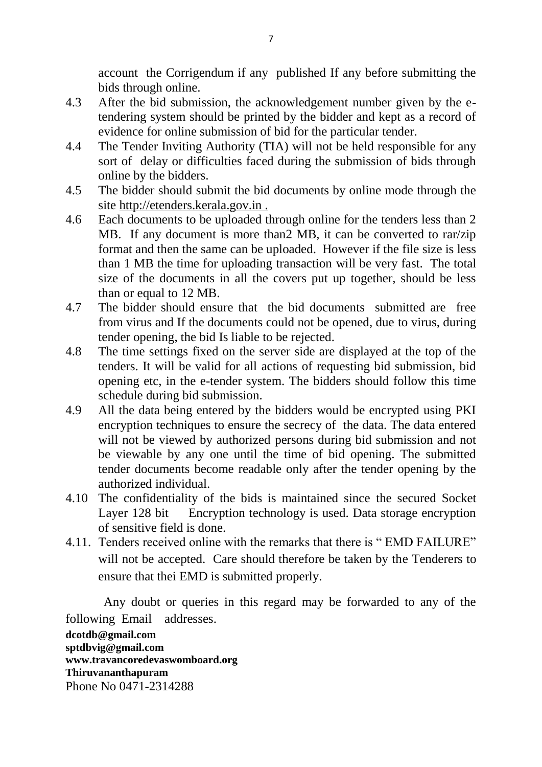account the Corrigendum if any published If any before submitting the bids through online.

4.3 After the bid submission, the acknowledgement number given by the e-tendering system should be printed by the bidder and kept as a record of evidence for online submission of bid for the particular tender.

4.4 The Tender Inviting Authority (TIA) will not be held responsible for any sort of delay or difficulties faced during the submission of bids through online by the bidders.

4.5 The bidder should submit the bid documents by online mode through the site http://etenders.kerala.gov.in .

4.6 Each documents to be uploaded through online for the tenders less than 2 MB. If any document is more than2 MB, it can be converted to rar/zip format and then the same can be uploaded. However if the file size is less than 1 MB the time for uploading transaction will be very fast. The total size of the documents in all the covers put up together, should be less than or equal to 12 MB.

4.7 The bidder should ensure that the bid documents submitted are free from virus and If the documents could not be opened, due to virus, during tender opening, the bid Is liable to be rejected.

4.8 The time settings fixed on the server side are displayed at the top of the tenders. It will be valid for all actions of requesting bid submission, bid opening etc, in the e-tender system. The bidders should follow this time schedule during bid submission.

4.9 All the data being entered by the bidders would be encrypted using PKI encryption techniques to ensure the secrecy of the data. The data entered will not be viewed by authorized persons during bid submission and not be viewable by any one until the time of bid opening. The submitted tender documents become readable only after the tender opening by the authorized individual.

4.10 The confidentiality of the bids is maintained since the secured Socket Layer 128 bit Encryption technology is used. Data storage encryption of sensitive field is done.

4.11. Tenders received online with the remarks that there is " EMD FAILURE" will not be accepted. Care should therefore be taken by the Tenderers to ensure that thei EMD is submitted properly.

Any doubt or queries in this regard may be forwarded to any of the following Email addresses.

**dcotdb@gmail.com**
**sptdbvig@gmail.com**
**www.travancoredevaswomboard.org**
**Thiruvananthapuram**
Phone No 0471-2314288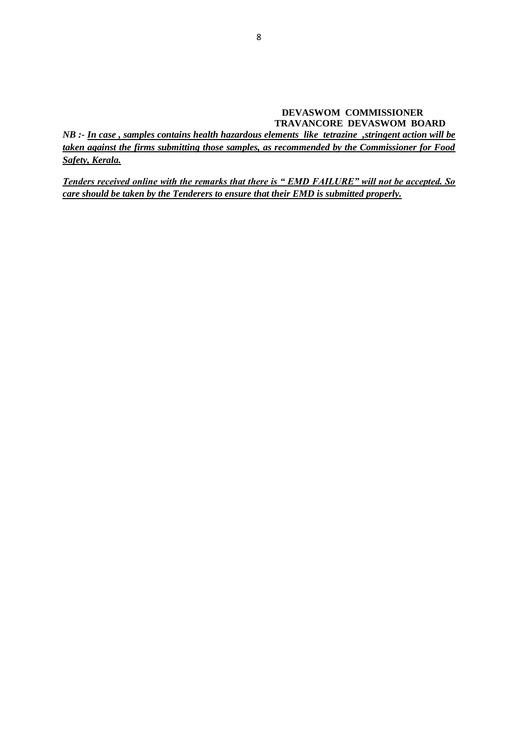**DEVASWOM COMMISSIONER**
**TRAVANCORE DEVASWOM BOARD**

***NB :- In case , samples contains health hazardous elements like tetrazine ,stringent action will be taken against the firms submitting those samples, as recommended by the Commissioner for Food Safety, Kerala.***

***Tenders received online with the remarks that there is " EMD FAILURE" will not be accepted. So care should be taken by the Tenderers to ensure that their EMD is submitted properly.***